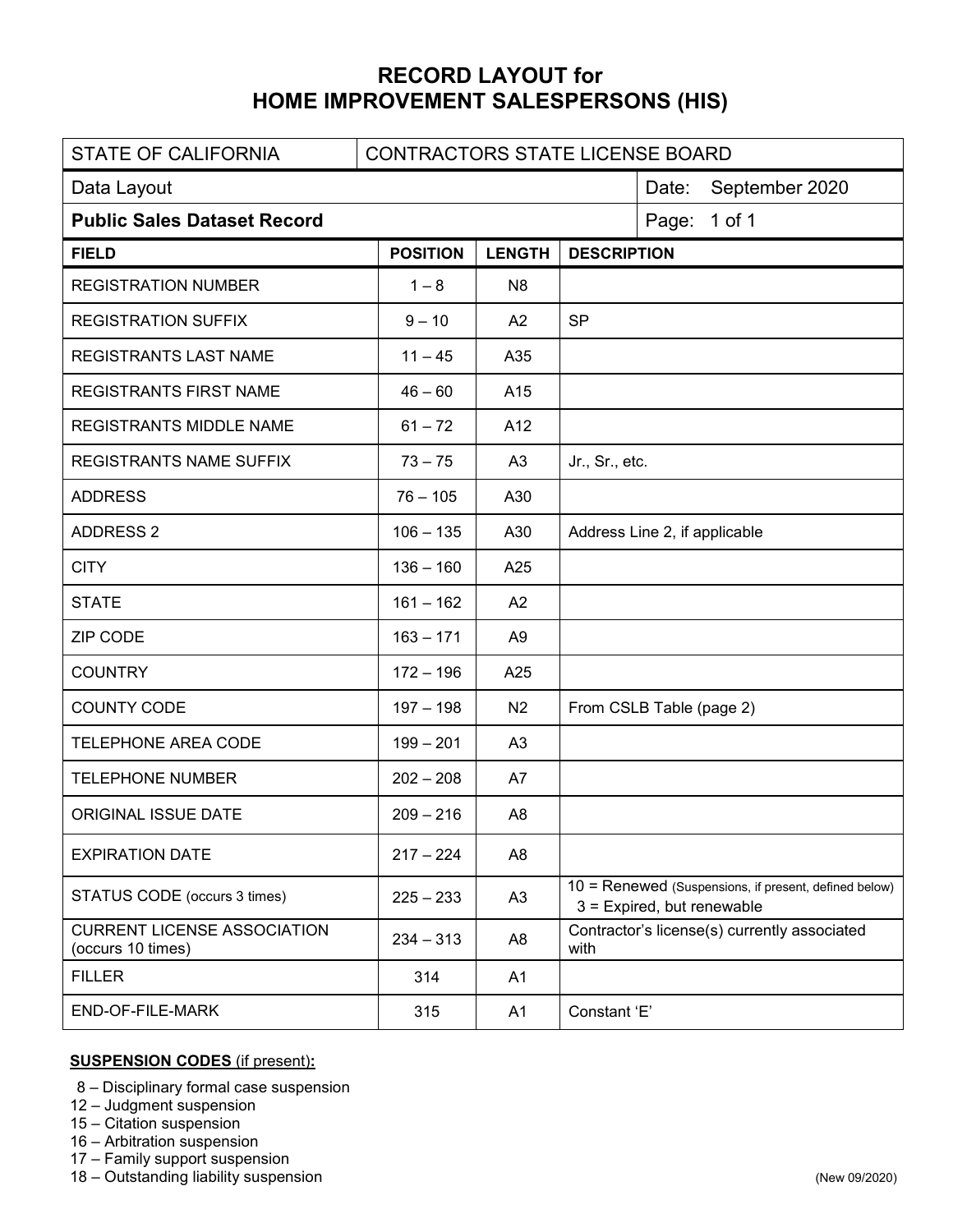# RECORD LAYOUT for
# HOME IMPROVEMENT SALESPERSONS (HIS)

| STATE OF CALIFORNIA | CONTRACTORS STATE LICENSE BOARD | | |
|---|---|---|---|
| Data Layout | | Date: | September 2020 |
| **Public Sales Dataset Record** | | Page: | 1 of 1 |

| FIELD | POSITION | LENGTH | DESCRIPTION |
|---|---|---|---|
| REGISTRATION NUMBER | 1 – 8 | N8 | |
| REGISTRATION SUFFIX | 9 – 10 | A2 | SP |
| REGISTRANTS LAST NAME | 11 – 45 | A35 | |
| REGISTRANTS FIRST NAME | 46 – 60 | A15 | |
| REGISTRANTS MIDDLE NAME | 61 – 72 | A12 | |
| REGISTRANTS NAME SUFFIX | 73 – 75 | A3 | Jr., Sr., etc. |
| ADDRESS | 76 – 105 | A30 | |
| ADDRESS 2 | 106 – 135 | A30 | Address Line 2, if applicable |
| CITY | 136 – 160 | A25 | |
| STATE | 161 – 162 | A2 | |
| ZIP CODE | 163 – 171 | A9 | |
| COUNTRY | 172 – 196 | A25 | |
| COUNTY CODE | 197 – 198 | N2 | From CSLB Table (page 2) |
| TELEPHONE AREA CODE | 199 – 201 | A3 | |
| TELEPHONE NUMBER | 202 – 208 | A7 | |
| ORIGINAL ISSUE DATE | 209 – 216 | A8 | |
| EXPIRATION DATE | 217 – 224 | A8 | |
| STATUS CODE (occurs 3 times) | 225 – 233 | A3 | 10 = Renewed (Suspensions, if present, defined below) 3 = Expired, but renewable |
| CURRENT LICENSE ASSOCIATION (occurs 10 times) | 234 – 313 | A8 | Contractor's license(s) currently associated with |
| FILLER | 314 | A1 | |
| END-OF-FILE-MARK | 315 | A1 | Constant 'E' |

**SUSPENSION CODES** (if present)**:**

8 – Disciplinary formal case suspension
12 – Judgment suspension
15 – Citation suspension
16 – Arbitration suspension
17 – Family support suspension
18 – Outstanding liability suspension

(New 09/2020)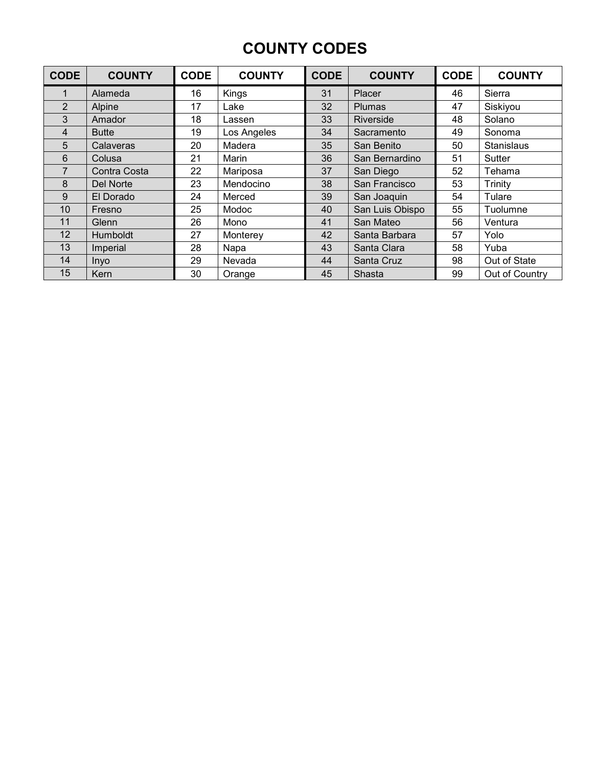# COUNTY CODES

| CODE | COUNTY | CODE | COUNTY | CODE | COUNTY | CODE | COUNTY |
|---|---|---|---|---|---|---|---|
| 1 | Alameda | 16 | Kings | 31 | Placer | 46 | Sierra |
| 2 | Alpine | 17 | Lake | 32 | Plumas | 47 | Siskiyou |
| 3 | Amador | 18 | Lassen | 33 | Riverside | 48 | Solano |
| 4 | Butte | 19 | Los Angeles | 34 | Sacramento | 49 | Sonoma |
| 5 | Calaveras | 20 | Madera | 35 | San Benito | 50 | Stanislaus |
| 6 | Colusa | 21 | Marin | 36 | San Bernardino | 51 | Sutter |
| 7 | Contra Costa | 22 | Mariposa | 37 | San Diego | 52 | Tehama |
| 8 | Del Norte | 23 | Mendocino | 38 | San Francisco | 53 | Trinity |
| 9 | El Dorado | 24 | Merced | 39 | San Joaquin | 54 | Tulare |
| 10 | Fresno | 25 | Modoc | 40 | San Luis Obispo | 55 | Tuolumne |
| 11 | Glenn | 26 | Mono | 41 | San Mateo | 56 | Ventura |
| 12 | Humboldt | 27 | Monterey | 42 | Santa Barbara | 57 | Yolo |
| 13 | Imperial | 28 | Napa | 43 | Santa Clara | 58 | Yuba |
| 14 | Inyo | 29 | Nevada | 44 | Santa Cruz | 98 | Out of State |
| 15 | Kern | 30 | Orange | 45 | Shasta | 99 | Out of Country |